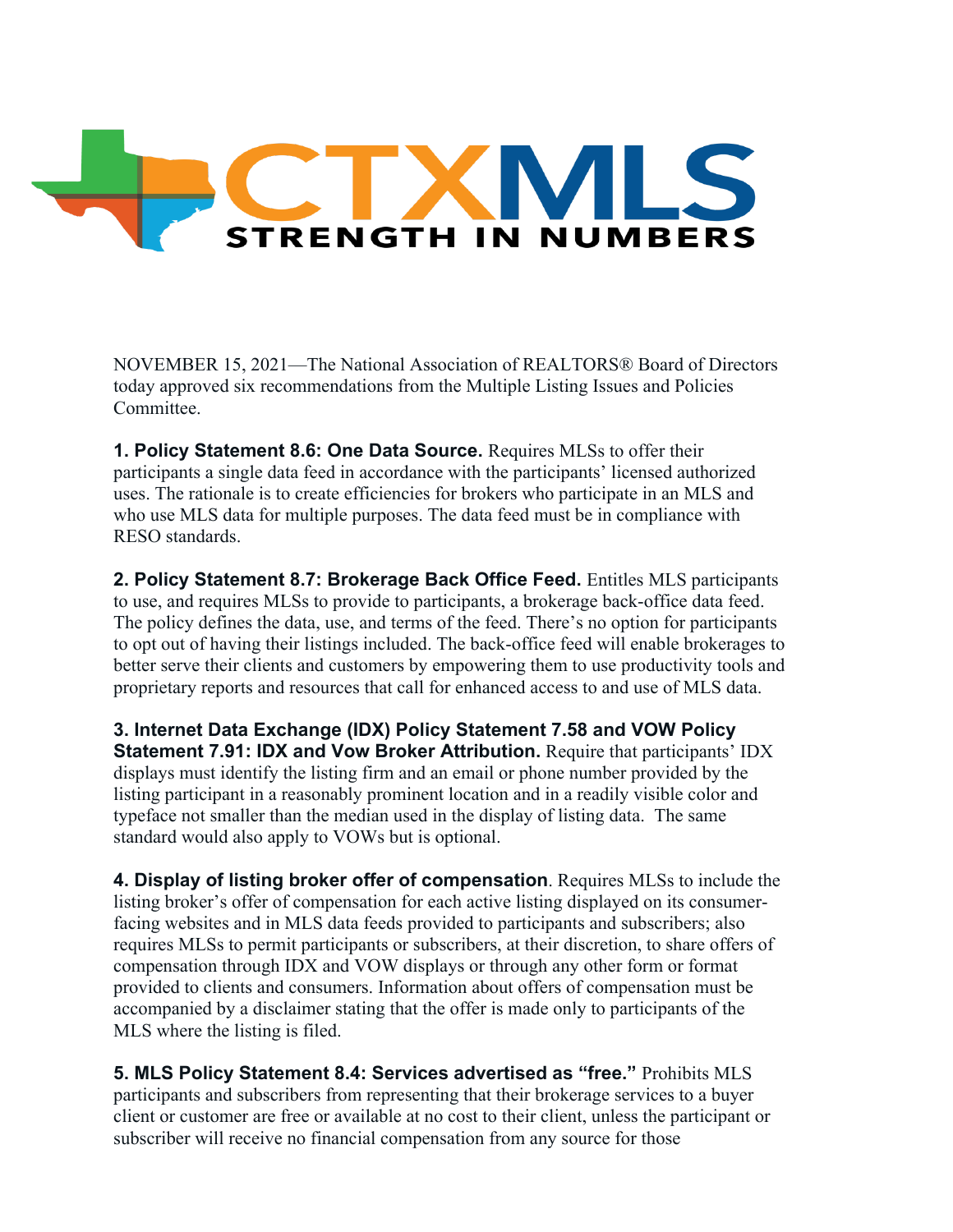NOVEMBER 15, 2021—The National Association of REALTORS® Board of Directors today approved six recommendations from the Multiple Listing Issues and Policies Committee.

**1. Policy Statement 8.6: One Data Source.** Requires MLSs to offer their participants a single data feed in accordance with the participants' licensed authorized uses. The rationale is to create efficiencies for brokers who participate in an MLS and who use MLS data for multiple purposes. The data feed must be in compliance with RESO standards.

**2. Policy Statement 8.7: Brokerage Back Office Feed.** Entitles MLS participants to use, and requires MLSs to provide to participants, a brokerage back-office data feed. The policy defines the data, use, and terms of the feed. There's no option for participants to opt out of having their listings included. The back-office feed will enable brokerages to better serve their clients and customers by empowering them to use productivity tools and proprietary reports and resources that call for enhanced access to and use of MLS data.

**3. Internet Data Exchange (IDX) Policy Statement 7.58 and VOW Policy Statement 7.91: IDX and Vow Broker Attribution.** Require that participants' IDX displays must identify the listing firm and an email or phone number provided by the listing participant in a reasonably prominent location and in a readily visible color and typeface not smaller than the median used in the display of listing data. The same standard would also apply to VOWs but is optional.

**4. Display of listing broker offer of compensation**. Requires MLSs to include the listing broker's offer of compensation for each active listing displayed on its consumer-facing websites and in MLS data feeds provided to participants and subscribers; also requires MLSs to permit participants or subscribers, at their discretion, to share offers of compensation through IDX and VOW displays or through any other form or format provided to clients and consumers. Information about offers of compensation must be accompanied by a disclaimer stating that the offer is made only to participants of the MLS where the listing is filed.

**5. MLS Policy Statement 8.4: Services advertised as "free."** Prohibits MLS participants and subscribers from representing that their brokerage services to a buyer client or customer are free or available at no cost to their client, unless the participant or subscriber will receive no financial compensation from any source for those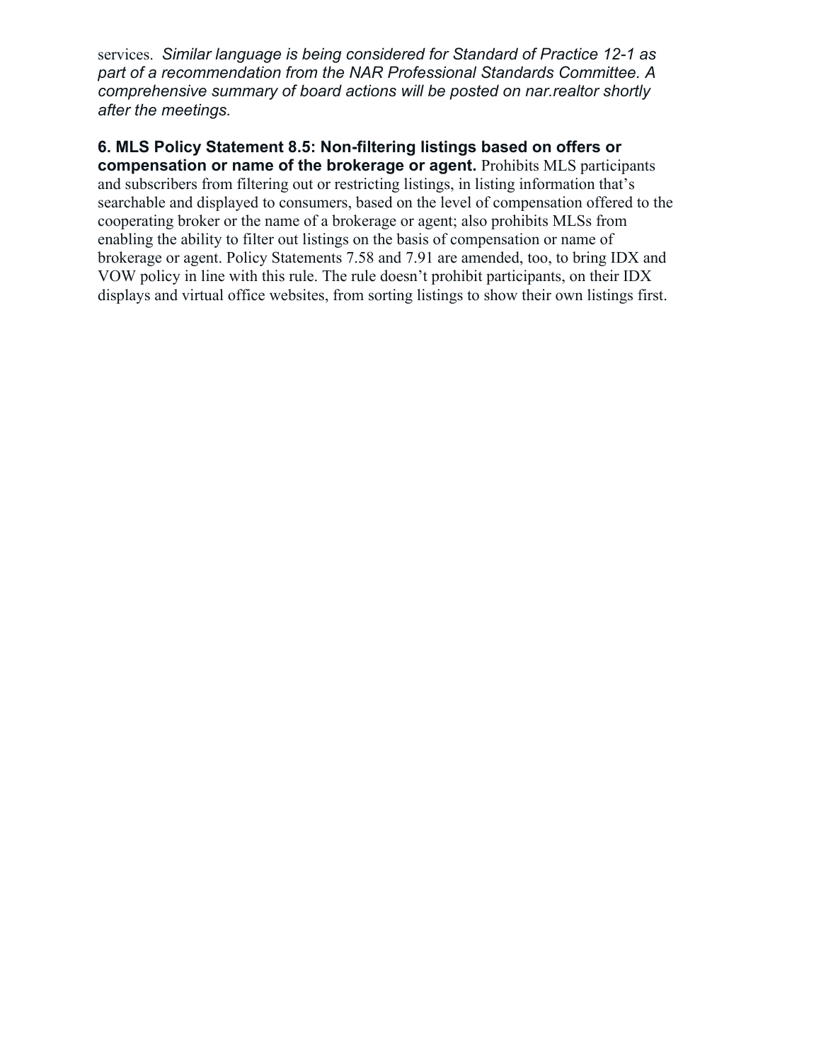services. *Similar language is being considered for Standard of Practice 12-1 as part of a recommendation from the NAR Professional Standards Committee. A comprehensive summary of board actions will be posted on nar.realtor shortly after the meetings.*

**6. MLS Policy Statement 8.5: Non-filtering listings based on offers or compensation or name of the brokerage or agent.** Prohibits MLS participants and subscribers from filtering out or restricting listings, in listing information that's searchable and displayed to consumers, based on the level of compensation offered to the cooperating broker or the name of a brokerage or agent; also prohibits MLSs from enabling the ability to filter out listings on the basis of compensation or name of brokerage or agent. Policy Statements 7.58 and 7.91 are amended, too, to bring IDX and VOW policy in line with this rule. The rule doesn't prohibit participants, on their IDX displays and virtual office websites, from sorting listings to show their own listings first.